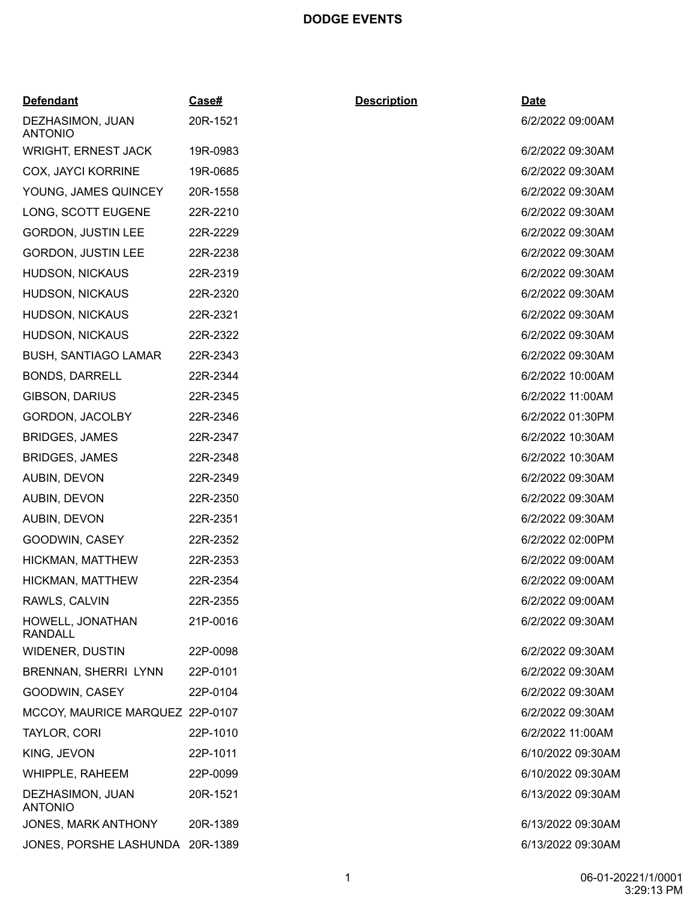# DODGE EVENTS

| Defendant | Case# | Description | Date |
|---|---|---|---|
| DEZHASIMON, JUAN ANTONIO | 20R-1521 | | 6/2/2022 09:00AM |
| WRIGHT, ERNEST JACK | 19R-0983 | | 6/2/2022 09:30AM |
| COX, JAYCI KORRINE | 19R-0685 | | 6/2/2022 09:30AM |
| YOUNG, JAMES QUINCEY | 20R-1558 | | 6/2/2022 09:30AM |
| LONG, SCOTT EUGENE | 22R-2210 | | 6/2/2022 09:30AM |
| GORDON, JUSTIN LEE | 22R-2229 | | 6/2/2022 09:30AM |
| GORDON, JUSTIN LEE | 22R-2238 | | 6/2/2022 09:30AM |
| HUDSON, NICKAUS | 22R-2319 | | 6/2/2022 09:30AM |
| HUDSON, NICKAUS | 22R-2320 | | 6/2/2022 09:30AM |
| HUDSON, NICKAUS | 22R-2321 | | 6/2/2022 09:30AM |
| HUDSON, NICKAUS | 22R-2322 | | 6/2/2022 09:30AM |
| BUSH, SANTIAGO LAMAR | 22R-2343 | | 6/2/2022 09:30AM |
| BONDS, DARRELL | 22R-2344 | | 6/2/2022 10:00AM |
| GIBSON, DARIUS | 22R-2345 | | 6/2/2022 11:00AM |
| GORDON, JACOLBY | 22R-2346 | | 6/2/2022 01:30PM |
| BRIDGES, JAMES | 22R-2347 | | 6/2/2022 10:30AM |
| BRIDGES, JAMES | 22R-2348 | | 6/2/2022 10:30AM |
| AUBIN, DEVON | 22R-2349 | | 6/2/2022 09:30AM |
| AUBIN, DEVON | 22R-2350 | | 6/2/2022 09:30AM |
| AUBIN, DEVON | 22R-2351 | | 6/2/2022 09:30AM |
| GOODWIN, CASEY | 22R-2352 | | 6/2/2022 02:00PM |
| HICKMAN, MATTHEW | 22R-2353 | | 6/2/2022 09:00AM |
| HICKMAN, MATTHEW | 22R-2354 | | 6/2/2022 09:00AM |
| RAWLS, CALVIN | 22R-2355 | | 6/2/2022 09:00AM |
| HOWELL, JONATHAN RANDALL | 21P-0016 | | 6/2/2022 09:30AM |
| WIDENER, DUSTIN | 22P-0098 | | 6/2/2022 09:30AM |
| BRENNAN, SHERRI LYNN | 22P-0101 | | 6/2/2022 09:30AM |
| GOODWIN, CASEY | 22P-0104 | | 6/2/2022 09:30AM |
| MCCOY, MAURICE MARQUEZ | 22P-0107 | | 6/2/2022 09:30AM |
| TAYLOR, CORI | 22P-1010 | | 6/2/2022 11:00AM |
| KING, JEVON | 22P-1011 | | 6/10/2022 09:30AM |
| WHIPPLE, RAHEEM | 22P-0099 | | 6/10/2022 09:30AM |
| DEZHASIMON, JUAN ANTONIO | 20R-1521 | | 6/13/2022 09:30AM |
| JONES, MARK ANTHONY | 20R-1389 | | 6/13/2022 09:30AM |
| JONES, PORSHE LASHUNDA | 20R-1389 | | 6/13/2022 09:30AM |

06-01-20221/1/0001 3:29:13 PM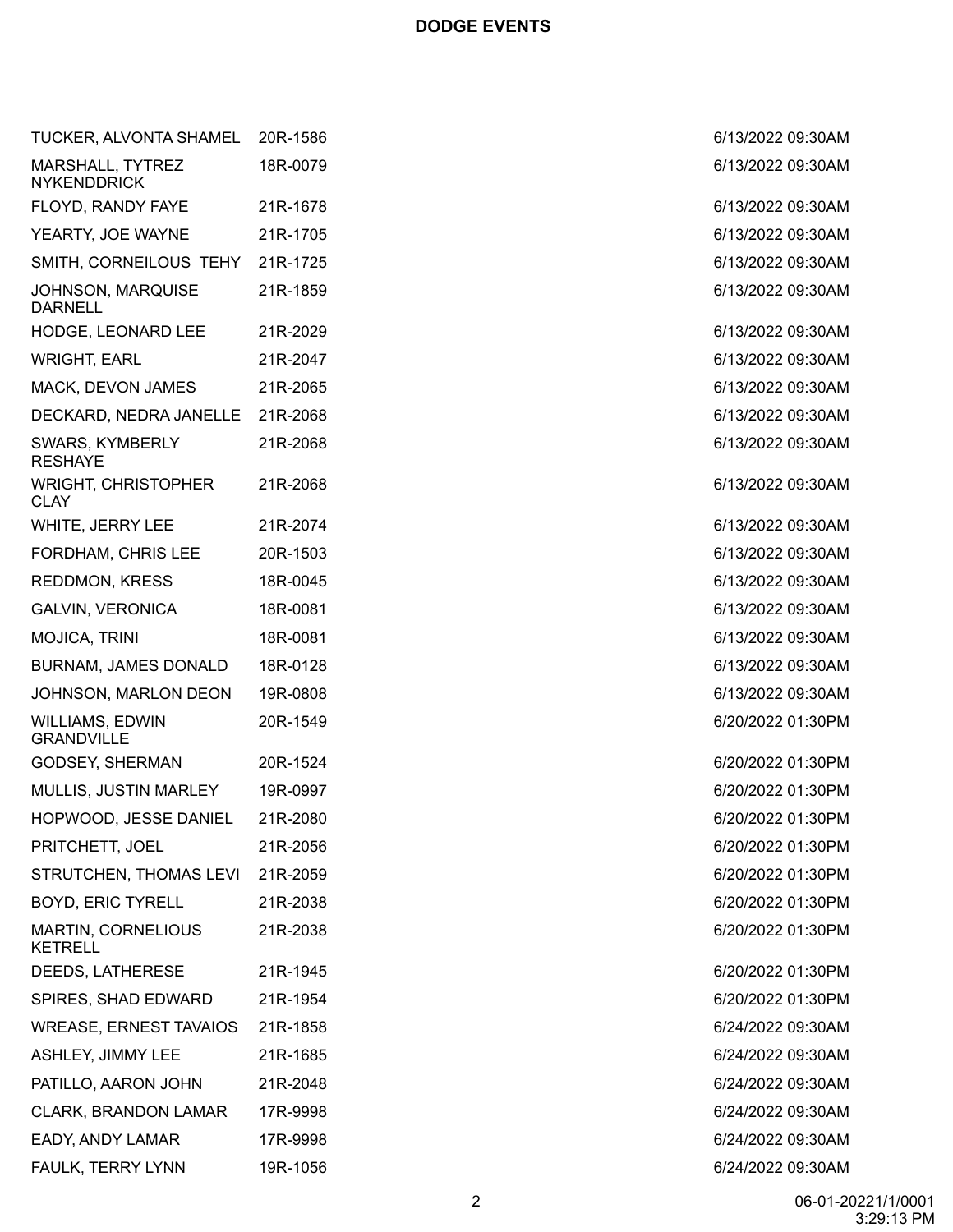**DODGE EVENTS**

| Name | Case | Date/Time |
|---|---|---|
| TUCKER, ALVONTA SHAMEL | 20R-1586 | 6/13/2022 09:30AM |
| MARSHALL, TYTREZ NYKENDDRICK | 18R-0079 | 6/13/2022 09:30AM |
| FLOYD, RANDY FAYE | 21R-1678 | 6/13/2022 09:30AM |
| YEARTY, JOE WAYNE | 21R-1705 | 6/13/2022 09:30AM |
| SMITH, CORNEILOUS TEHY | 21R-1725 | 6/13/2022 09:30AM |
| JOHNSON, MARQUISE DARNELL | 21R-1859 | 6/13/2022 09:30AM |
| HODGE, LEONARD LEE | 21R-2029 | 6/13/2022 09:30AM |
| WRIGHT, EARL | 21R-2047 | 6/13/2022 09:30AM |
| MACK, DEVON JAMES | 21R-2065 | 6/13/2022 09:30AM |
| DECKARD, NEDRA JANELLE | 21R-2068 | 6/13/2022 09:30AM |
| SWARS, KYMBERLY RESHAYE | 21R-2068 | 6/13/2022 09:30AM |
| WRIGHT, CHRISTOPHER CLAY | 21R-2068 | 6/13/2022 09:30AM |
| WHITE, JERRY LEE | 21R-2074 | 6/13/2022 09:30AM |
| FORDHAM, CHRIS LEE | 20R-1503 | 6/13/2022 09:30AM |
| REDDMON, KRESS | 18R-0045 | 6/13/2022 09:30AM |
| GALVIN, VERONICA | 18R-0081 | 6/13/2022 09:30AM |
| MOJICA, TRINI | 18R-0081 | 6/13/2022 09:30AM |
| BURNAM, JAMES DONALD | 18R-0128 | 6/13/2022 09:30AM |
| JOHNSON, MARLON DEON | 19R-0808 | 6/13/2022 09:30AM |
| WILLIAMS, EDWIN GRANDVILLE | 20R-1549 | 6/20/2022 01:30PM |
| GODSEY, SHERMAN | 20R-1524 | 6/20/2022 01:30PM |
| MULLIS, JUSTIN MARLEY | 19R-0997 | 6/20/2022 01:30PM |
| HOPWOOD, JESSE DANIEL | 21R-2080 | 6/20/2022 01:30PM |
| PRITCHETT, JOEL | 21R-2056 | 6/20/2022 01:30PM |
| STRUTCHEN, THOMAS LEVI | 21R-2059 | 6/20/2022 01:30PM |
| BOYD, ERIC TYRELL | 21R-2038 | 6/20/2022 01:30PM |
| MARTIN, CORNELIOUS KETRELL | 21R-2038 | 6/20/2022 01:30PM |
| DEEDS, LATHERESE | 21R-1945 | 6/20/2022 01:30PM |
| SPIRES, SHAD EDWARD | 21R-1954 | 6/20/2022 01:30PM |
| WREASE, ERNEST TAVAIOS | 21R-1858 | 6/24/2022 09:30AM |
| ASHLEY, JIMMY LEE | 21R-1685 | 6/24/2022 09:30AM |
| PATILLO, AARON JOHN | 21R-2048 | 6/24/2022 09:30AM |
| CLARK, BRANDON LAMAR | 17R-9998 | 6/24/2022 09:30AM |
| EADY, ANDY LAMAR | 17R-9998 | 6/24/2022 09:30AM |
| FAULK, TERRY LYNN | 19R-1056 | 6/24/2022 09:30AM |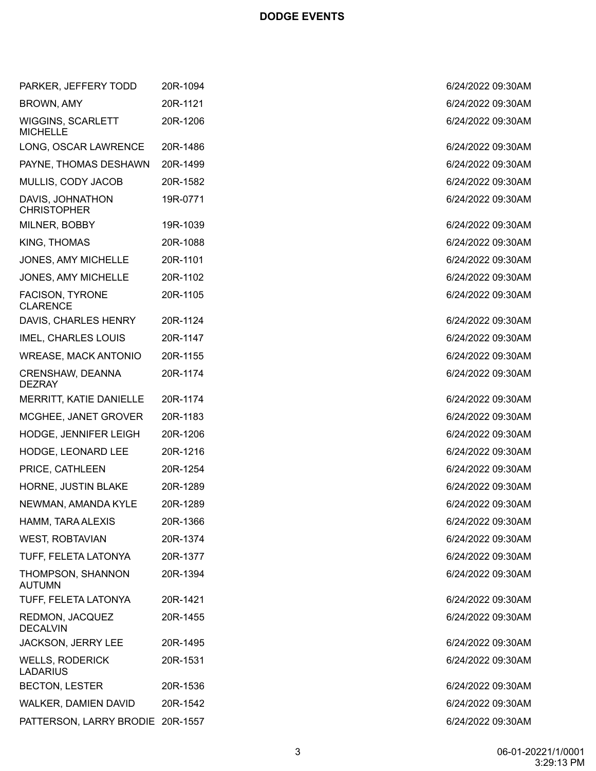**DODGE EVENTS**

| | | |
|---|---|---|
| PARKER, JEFFERY TODD | 20R-1094 | 6/24/2022 09:30AM |
| BROWN, AMY | 20R-1121 | 6/24/2022 09:30AM |
| WIGGINS, SCARLETT MICHELLE | 20R-1206 | 6/24/2022 09:30AM |
| LONG, OSCAR LAWRENCE | 20R-1486 | 6/24/2022 09:30AM |
| PAYNE, THOMAS DESHAWN | 20R-1499 | 6/24/2022 09:30AM |
| MULLIS, CODY JACOB | 20R-1582 | 6/24/2022 09:30AM |
| DAVIS, JOHNATHON CHRISTOPHER | 19R-0771 | 6/24/2022 09:30AM |
| MILNER, BOBBY | 19R-1039 | 6/24/2022 09:30AM |
| KING, THOMAS | 20R-1088 | 6/24/2022 09:30AM |
| JONES, AMY MICHELLE | 20R-1101 | 6/24/2022 09:30AM |
| JONES, AMY MICHELLE | 20R-1102 | 6/24/2022 09:30AM |
| FACISON, TYRONE CLARENCE | 20R-1105 | 6/24/2022 09:30AM |
| DAVIS, CHARLES HENRY | 20R-1124 | 6/24/2022 09:30AM |
| IMEL, CHARLES LOUIS | 20R-1147 | 6/24/2022 09:30AM |
| WREASE, MACK ANTONIO | 20R-1155 | 6/24/2022 09:30AM |
| CRENSHAW, DEANNA DEZRAY | 20R-1174 | 6/24/2022 09:30AM |
| MERRITT, KATIE DANIELLE | 20R-1174 | 6/24/2022 09:30AM |
| MCGHEE, JANET GROVER | 20R-1183 | 6/24/2022 09:30AM |
| HODGE, JENNIFER LEIGH | 20R-1206 | 6/24/2022 09:30AM |
| HODGE, LEONARD LEE | 20R-1216 | 6/24/2022 09:30AM |
| PRICE, CATHLEEN | 20R-1254 | 6/24/2022 09:30AM |
| HORNE, JUSTIN BLAKE | 20R-1289 | 6/24/2022 09:30AM |
| NEWMAN, AMANDA KYLE | 20R-1289 | 6/24/2022 09:30AM |
| HAMM, TARA ALEXIS | 20R-1366 | 6/24/2022 09:30AM |
| WEST, ROBTAVIAN | 20R-1374 | 6/24/2022 09:30AM |
| TUFF, FELETA LATONYA | 20R-1377 | 6/24/2022 09:30AM |
| THOMPSON, SHANNON AUTUMN | 20R-1394 | 6/24/2022 09:30AM |
| TUFF, FELETA LATONYA | 20R-1421 | 6/24/2022 09:30AM |
| REDMON, JACQUEZ DECALVIN | 20R-1455 | 6/24/2022 09:30AM |
| JACKSON, JERRY LEE | 20R-1495 | 6/24/2022 09:30AM |
| WELLS, RODERICK LADARIUS | 20R-1531 | 6/24/2022 09:30AM |
| BECTON, LESTER | 20R-1536 | 6/24/2022 09:30AM |
| WALKER, DAMIEN DAVID | 20R-1542 | 6/24/2022 09:30AM |
| PATTERSON, LARRY BRODIE | 20R-1557 | 6/24/2022 09:30AM |

06-01-20221/1/0001 3:29:13 PM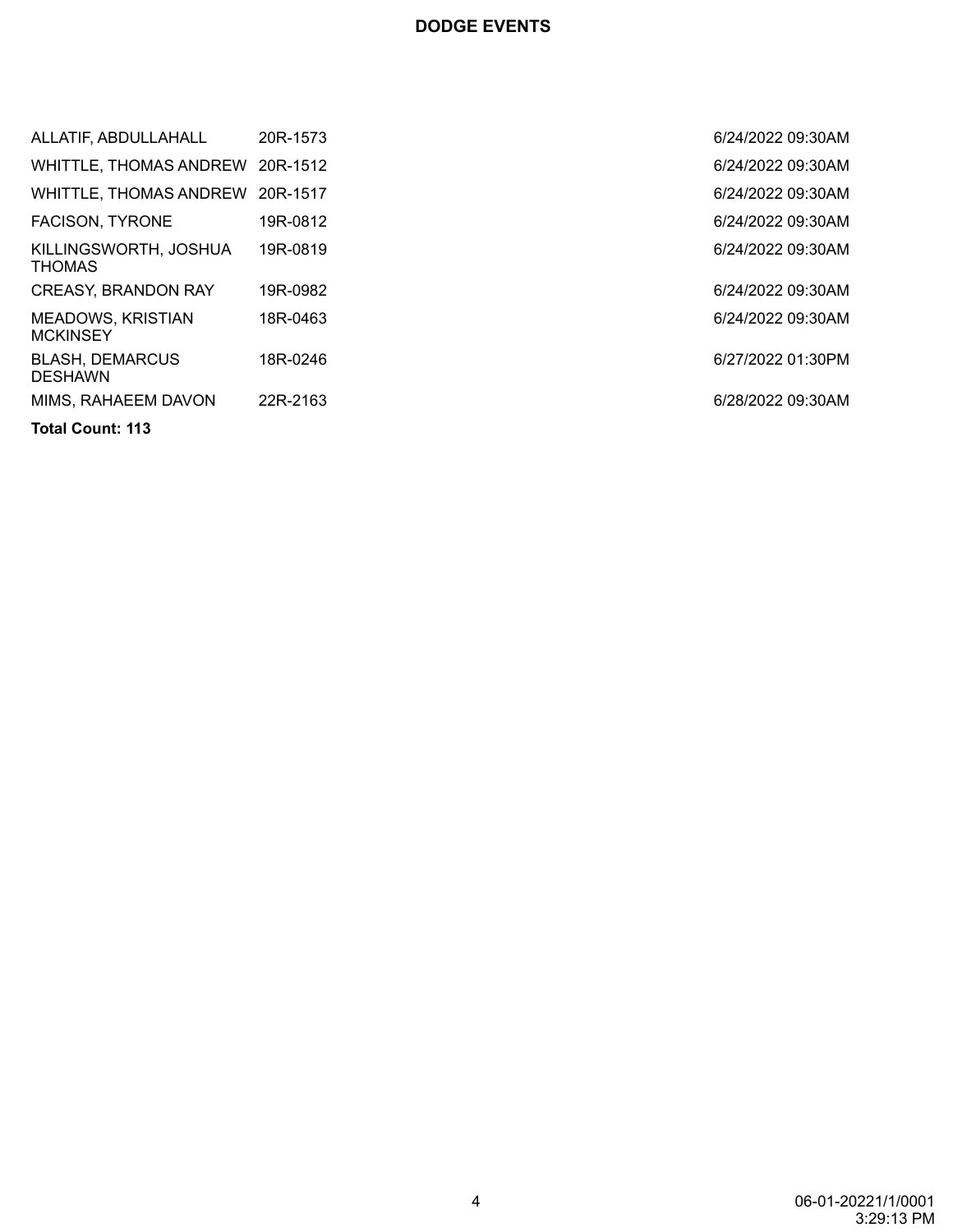| | | |
|---|---|---|
| ALLATIF, ABDULLAHALL | 20R-1573 | 6/24/2022 09:30AM |
| WHITTLE, THOMAS ANDREW | 20R-1512 | 6/24/2022 09:30AM |
| WHITTLE, THOMAS ANDREW | 20R-1517 | 6/24/2022 09:30AM |
| FACISON, TYRONE | 19R-0812 | 6/24/2022 09:30AM |
| KILLINGSWORTH, JOSHUA THOMAS | 19R-0819 | 6/24/2022 09:30AM |
| CREASY, BRANDON RAY | 19R-0982 | 6/24/2022 09:30AM |
| MEADOWS, KRISTIAN MCKINSEY | 18R-0463 | 6/24/2022 09:30AM |
| BLASH, DEMARCUS DESHAWN | 18R-0246 | 6/27/2022 01:30PM |
| MIMS, RAHAEEM DAVON | 22R-2163 | 6/28/2022 09:30AM |

**Total Count: 113**